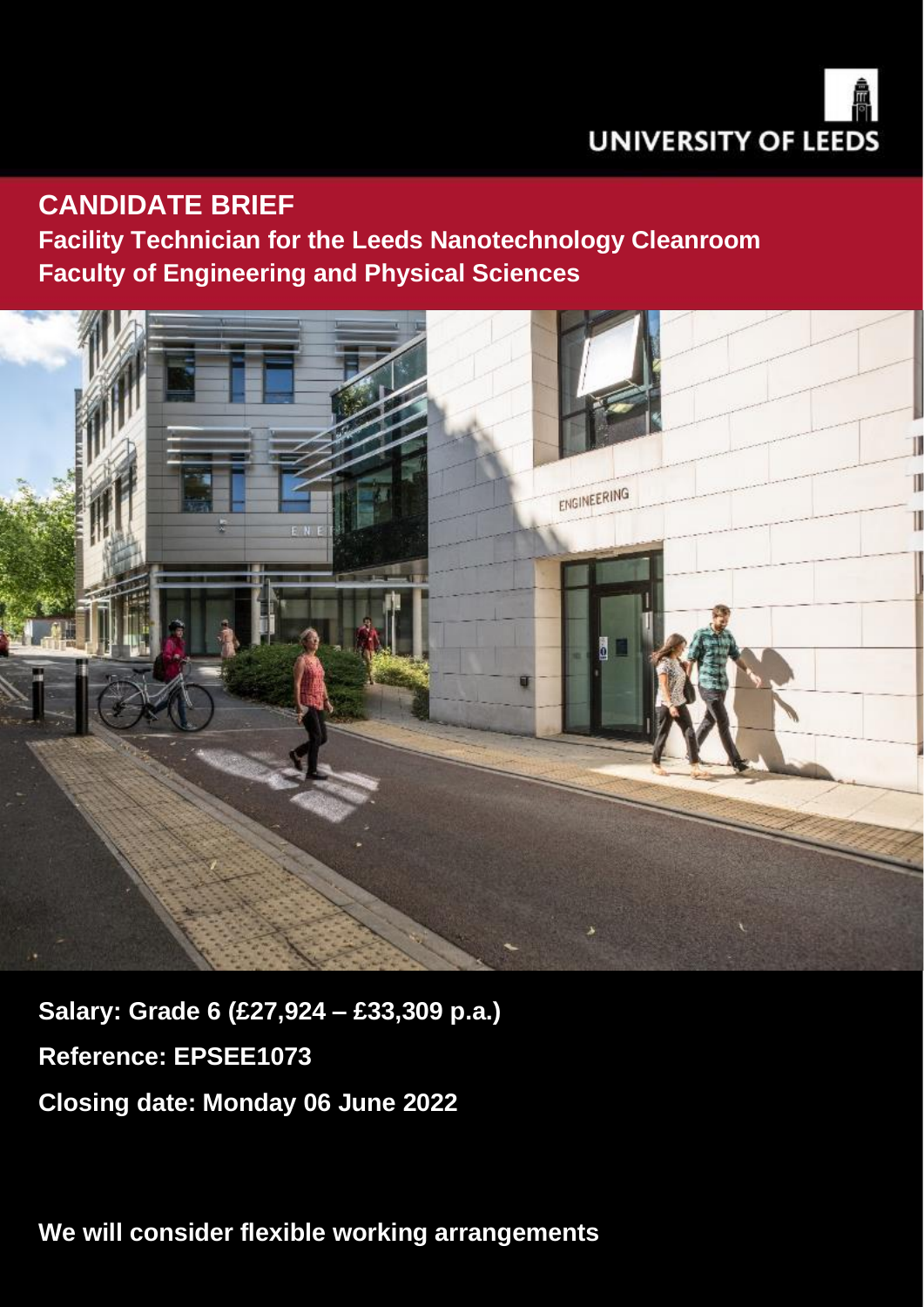UNIVERSITY OF LEEDS

# CANDIDATE BRIEF

## Facility Technician for the Leeds Nanotechnology Cleanroom
## Faculty of Engineering and Physical Sciences

**Salary: Grade 6 (£27,924 – £33,309 p.a.)**

**Reference: EPSEE1073**

**Closing date: Monday 06 June 2022**

**We will consider flexible working arrangements**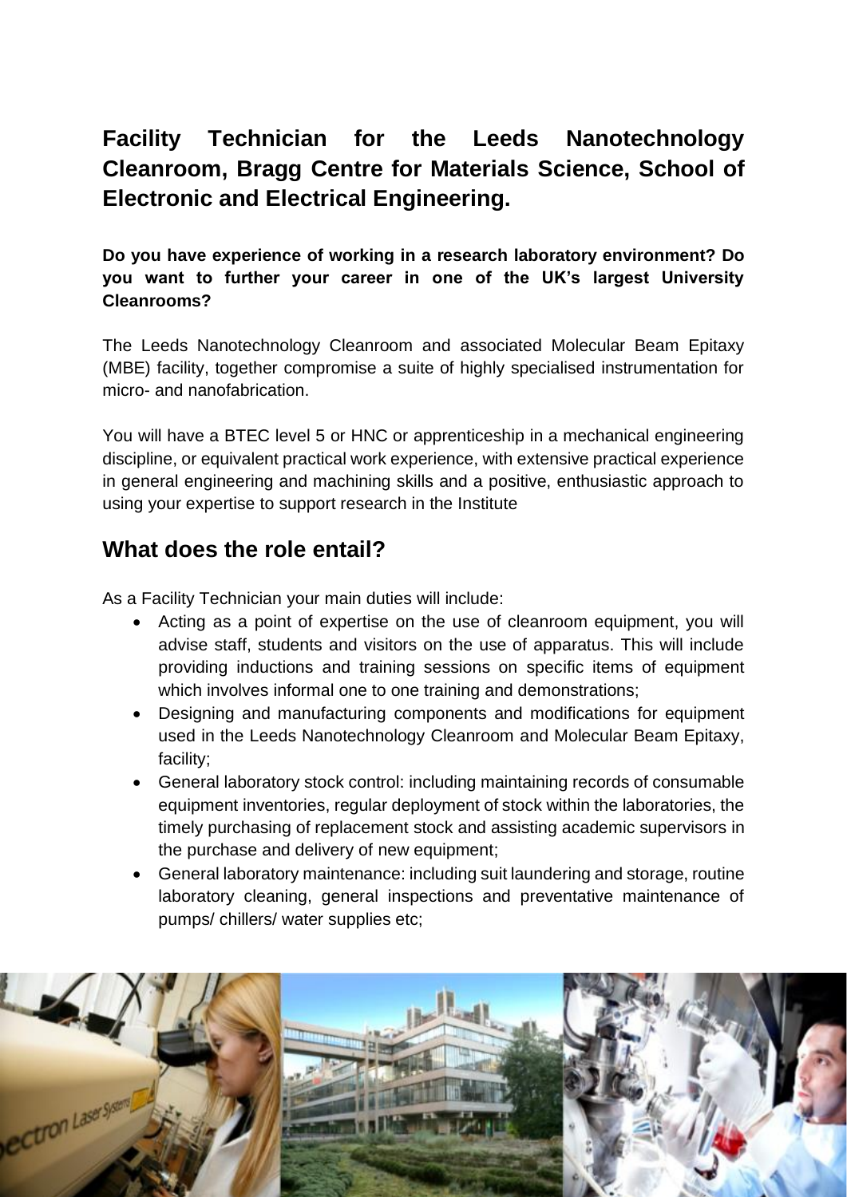## Facility Technician for the Leeds Nanotechnology Cleanroom, Bragg Centre for Materials Science, School of Electronic and Electrical Engineering.

**Do you have experience of working in a research laboratory environment? Do you want to further your career in one of the UK's largest University Cleanrooms?**

The Leeds Nanotechnology Cleanroom and associated Molecular Beam Epitaxy (MBE) facility, together compromise a suite of highly specialised instrumentation for micro- and nanofabrication.

You will have a BTEC level 5 or HNC or apprenticeship in a mechanical engineering discipline, or equivalent practical work experience, with extensive practical experience in general engineering and machining skills and a positive, enthusiastic approach to using your expertise to support research in the Institute

## What does the role entail?

As a Facility Technician your main duties will include:

- Acting as a point of expertise on the use of cleanroom equipment, you will advise staff, students and visitors on the use of apparatus. This will include providing inductions and training sessions on specific items of equipment which involves informal one to one training and demonstrations;
- Designing and manufacturing components and modifications for equipment used in the Leeds Nanotechnology Cleanroom and Molecular Beam Epitaxy, facility;
- General laboratory stock control: including maintaining records of consumable equipment inventories, regular deployment of stock within the laboratories, the timely purchasing of replacement stock and assisting academic supervisors in the purchase and delivery of new equipment;
- General laboratory maintenance: including suit laundering and storage, routine laboratory cleaning, general inspections and preventative maintenance of pumps/ chillers/ water supplies etc;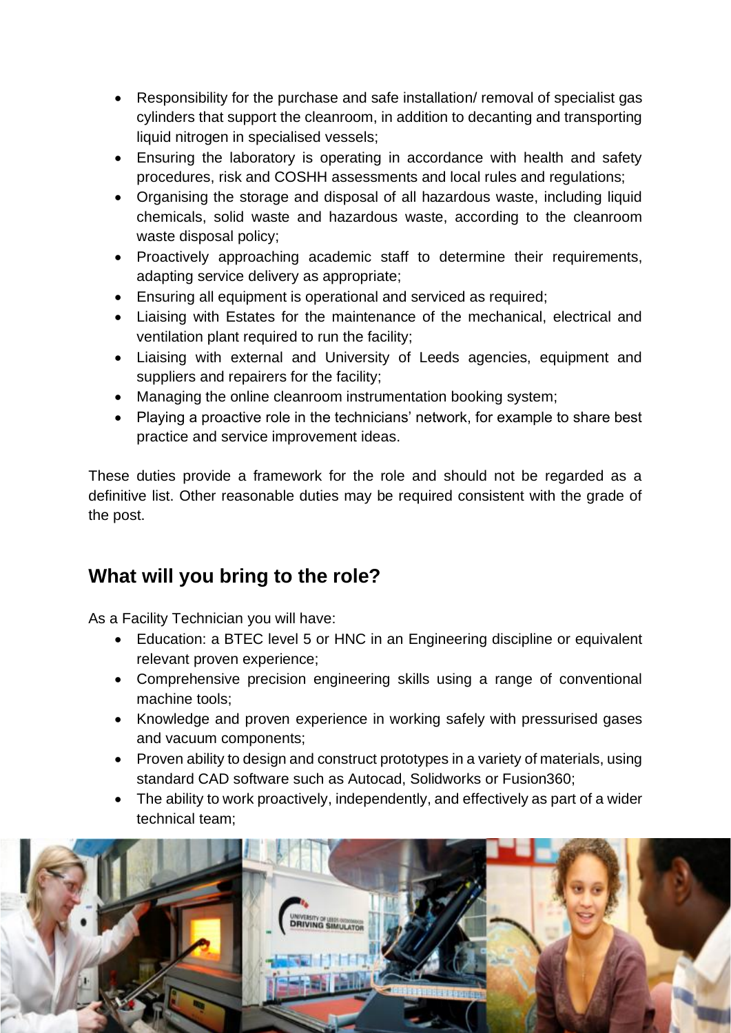- Responsibility for the purchase and safe installation/ removal of specialist gas cylinders that support the cleanroom, in addition to decanting and transporting liquid nitrogen in specialised vessels;
- Ensuring the laboratory is operating in accordance with health and safety procedures, risk and COSHH assessments and local rules and regulations;
- Organising the storage and disposal of all hazardous waste, including liquid chemicals, solid waste and hazardous waste, according to the cleanroom waste disposal policy;
- Proactively approaching academic staff to determine their requirements, adapting service delivery as appropriate;
- Ensuring all equipment is operational and serviced as required;
- Liaising with Estates for the maintenance of the mechanical, electrical and ventilation plant required to run the facility;
- Liaising with external and University of Leeds agencies, equipment and suppliers and repairers for the facility;
- Managing the online cleanroom instrumentation booking system;
- Playing a proactive role in the technicians' network, for example to share best practice and service improvement ideas.

These duties provide a framework for the role and should not be regarded as a definitive list. Other reasonable duties may be required consistent with the grade of the post.

## What will you bring to the role?

As a Facility Technician you will have:

- Education: a BTEC level 5 or HNC in an Engineering discipline or equivalent relevant proven experience;
- Comprehensive precision engineering skills using a range of conventional machine tools;
- Knowledge and proven experience in working safely with pressurised gases and vacuum components;
- Proven ability to design and construct prototypes in a variety of materials, using standard CAD software such as Autocad, Solidworks or Fusion360;
- The ability to work proactively, independently, and effectively as part of a wider technical team;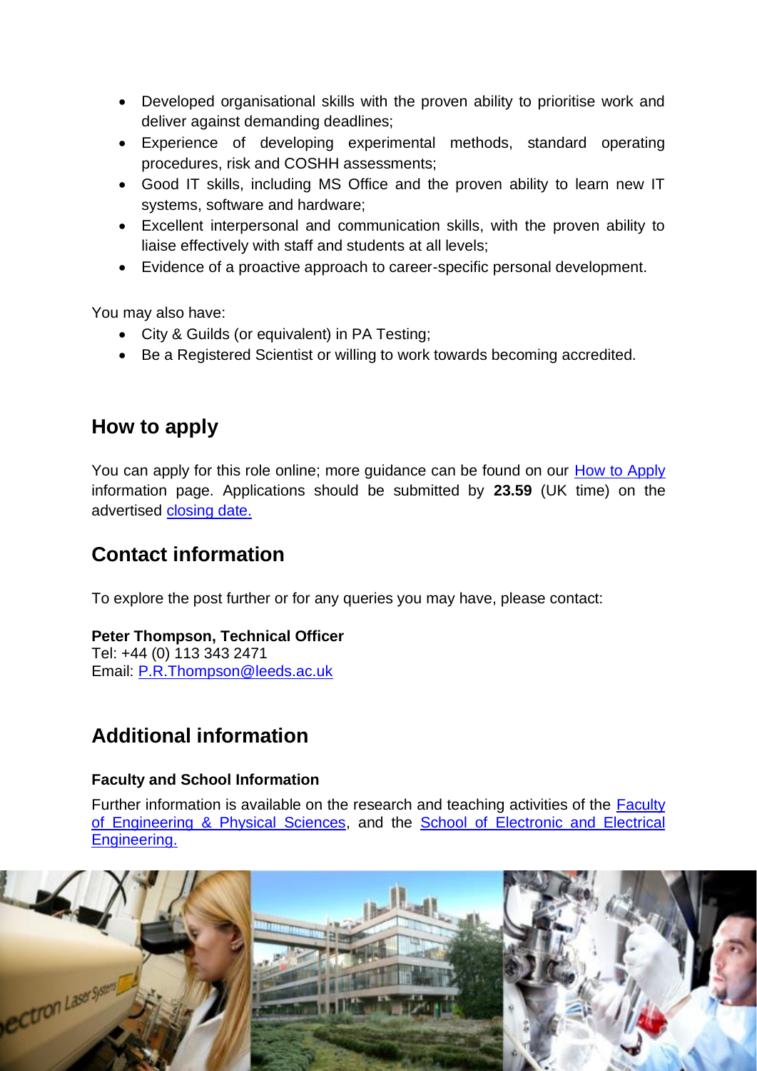- Developed organisational skills with the proven ability to prioritise work and deliver against demanding deadlines;
- Experience of developing experimental methods, standard operating procedures, risk and COSHH assessments;
- Good IT skills, including MS Office and the proven ability to learn new IT systems, software and hardware;
- Excellent interpersonal and communication skills, with the proven ability to liaise effectively with staff and students at all levels;
- Evidence of a proactive approach to career-specific personal development.

You may also have:

- City & Guilds (or equivalent) in PA Testing;
- Be a Registered Scientist or willing to work towards becoming accredited.

## How to apply

You can apply for this role online; more guidance can be found on our How to Apply information page. Applications should be submitted by **23.59** (UK time) on the advertised closing date.

## Contact information

To explore the post further or for any queries you may have, please contact:

**Peter Thompson, Technical Officer**
Tel: +44 (0) 113 343 2471
Email: P.R.Thompson@leeds.ac.uk

## Additional information

**Faculty and School Information**

Further information is available on the research and teaching activities of the Faculty of Engineering & Physical Sciences, and the School of Electronic and Electrical Engineering.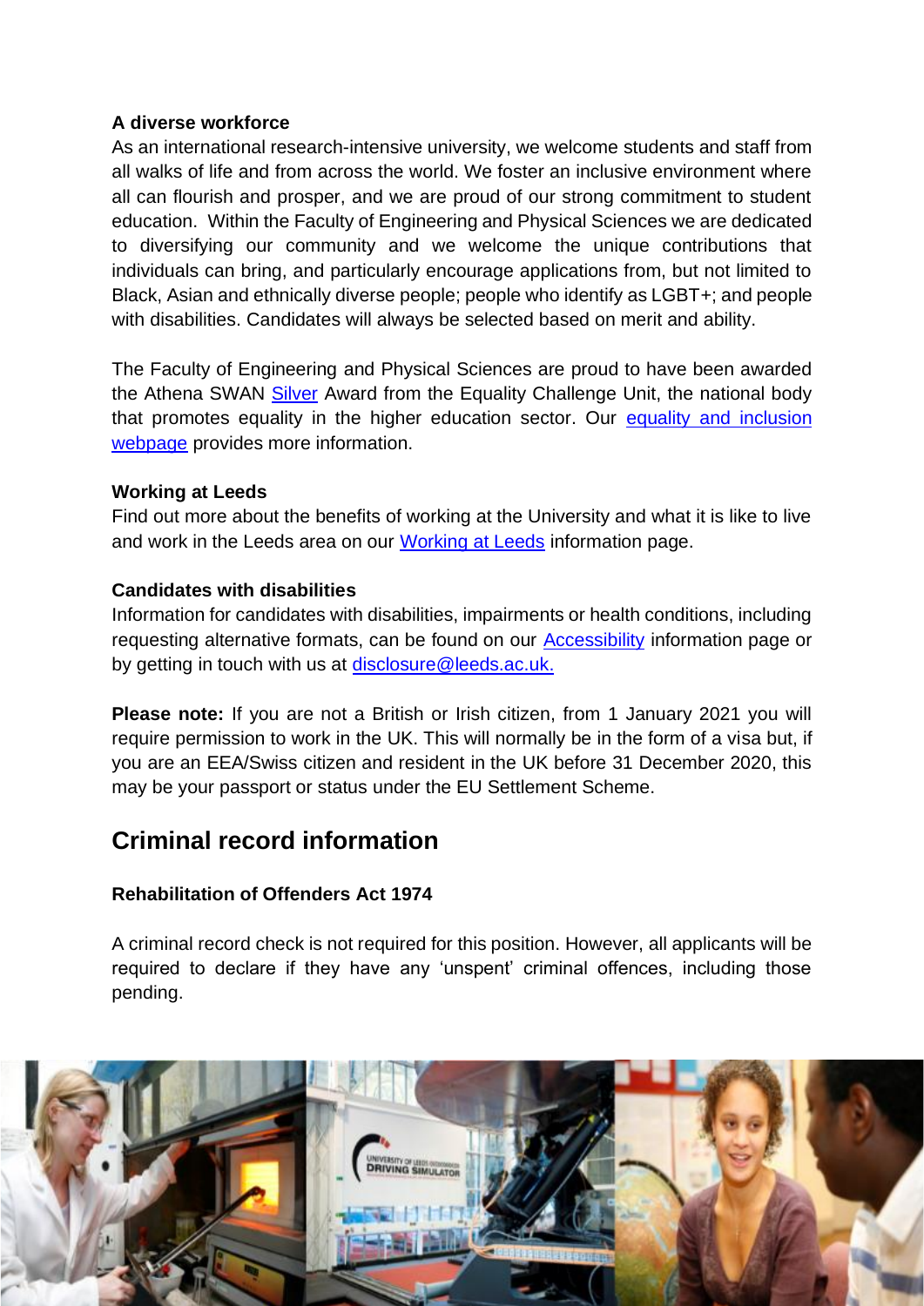**A diverse workforce**

As an international research-intensive university, we welcome students and staff from all walks of life and from across the world. We foster an inclusive environment where all can flourish and prosper, and we are proud of our strong commitment to student education. Within the Faculty of Engineering and Physical Sciences we are dedicated to diversifying our community and we welcome the unique contributions that individuals can bring, and particularly encourage applications from, but not limited to Black, Asian and ethnically diverse people; people who identify as LGBT+; and people with disabilities. Candidates will always be selected based on merit and ability.

The Faculty of Engineering and Physical Sciences are proud to have been awarded the Athena SWAN Silver Award from the Equality Challenge Unit, the national body that promotes equality in the higher education sector. Our equality and inclusion webpage provides more information.

**Working at Leeds**

Find out more about the benefits of working at the University and what it is like to live and work in the Leeds area on our Working at Leeds information page.

**Candidates with disabilities**

Information for candidates with disabilities, impairments or health conditions, including requesting alternative formats, can be found on our Accessibility information page or by getting in touch with us at disclosure@leeds.ac.uk.

**Please note:** If you are not a British or Irish citizen, from 1 January 2021 you will require permission to work in the UK. This will normally be in the form of a visa but, if you are an EEA/Swiss citizen and resident in the UK before 31 December 2020, this may be your passport or status under the EU Settlement Scheme.

## Criminal record information

**Rehabilitation of Offenders Act 1974**

A criminal record check is not required for this position. However, all applicants will be required to declare if they have any 'unspent' criminal offences, including those pending.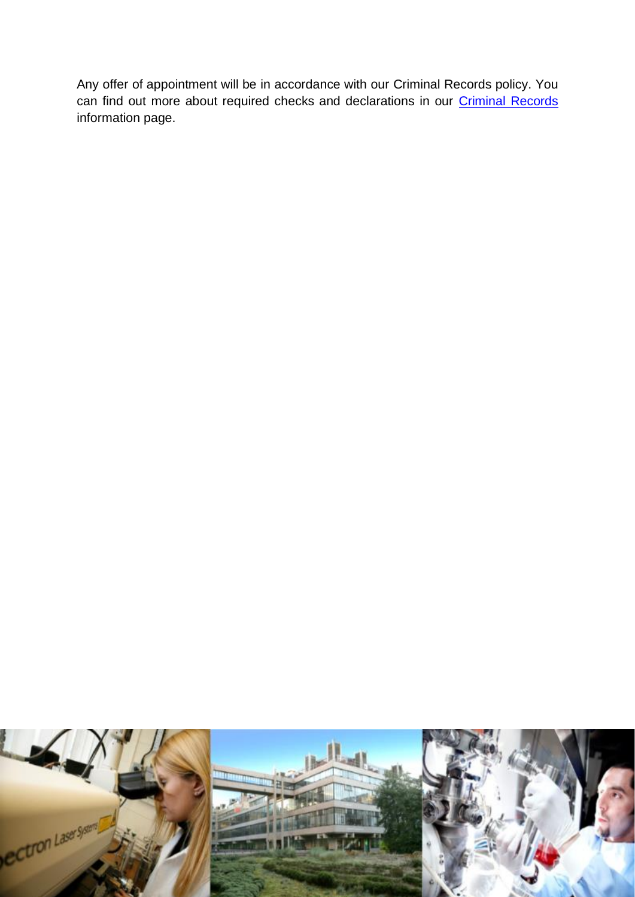Any offer of appointment will be in accordance with our Criminal Records policy. You can find out more about required checks and declarations in our [Criminal Records](#) information page.